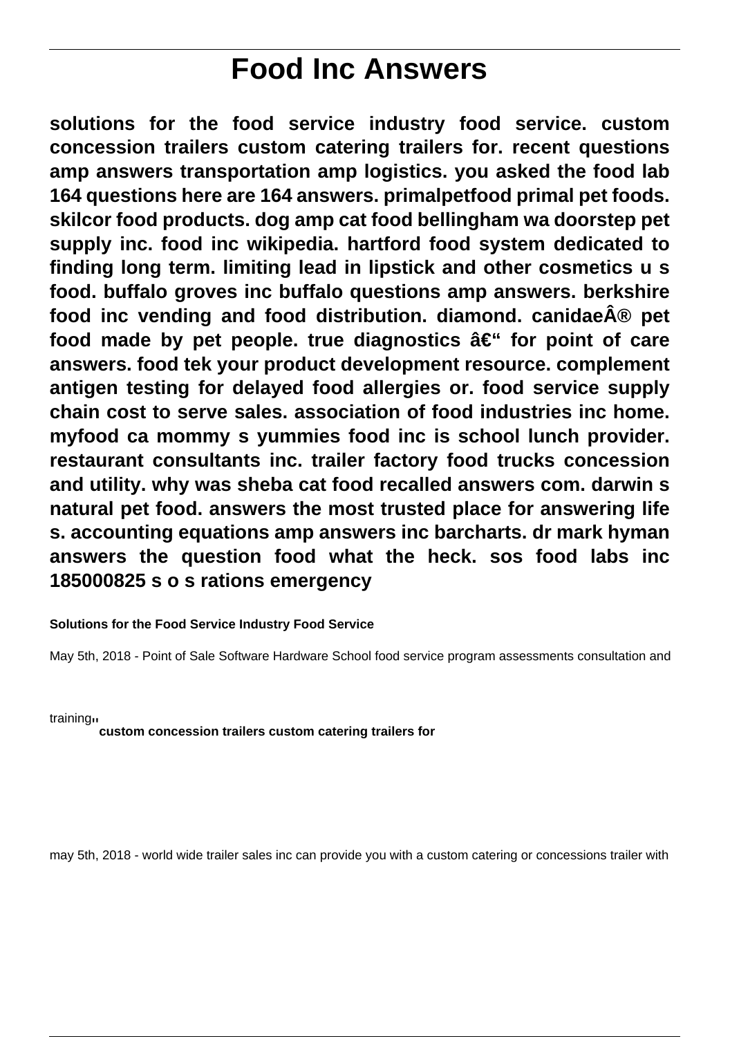# Food Inc Answers

**solutions for the food service industry food service. custom concession trailers custom catering trailers for. recent questions amp answers transportation amp logistics. you asked the food lab 164 questions here are 164 answers. primalpetfood primal pet foods. skilcor food products. dog amp cat food bellingham wa doorstep pet supply inc. food inc wikipedia. hartford food system dedicated to finding long term. limiting lead in lipstick and other cosmetics u s food. buffalo groves inc buffalo questions amp answers. berkshire food inc vending and food distribution. diamond. canidaeÂ® pet food made by pet people. true diagnostics â€" for point of care answers. food tek your product development resource. complement antigen testing for delayed food allergies or. food service supply chain cost to serve sales. association of food industries inc home. myfood ca mommy s yummies food inc is school lunch provider. restaurant consultants inc. trailer factory food trucks concession and utility. why was sheba cat food recalled answers com. darwin s natural pet food. answers the most trusted place for answering life s. accounting equations amp answers inc barcharts. dr mark hyman answers the question food what the heck. sos food labs inc 185000825 s o s rations emergency**

**Solutions for the Food Service Industry Food Service**

May 5th, 2018 - Point of Sale Software Hardware School food service program assessments consultation and training''

**custom concession trailers custom catering trailers for**

may 5th, 2018 - world wide trailer sales inc can provide you with a custom catering or concessions trailer with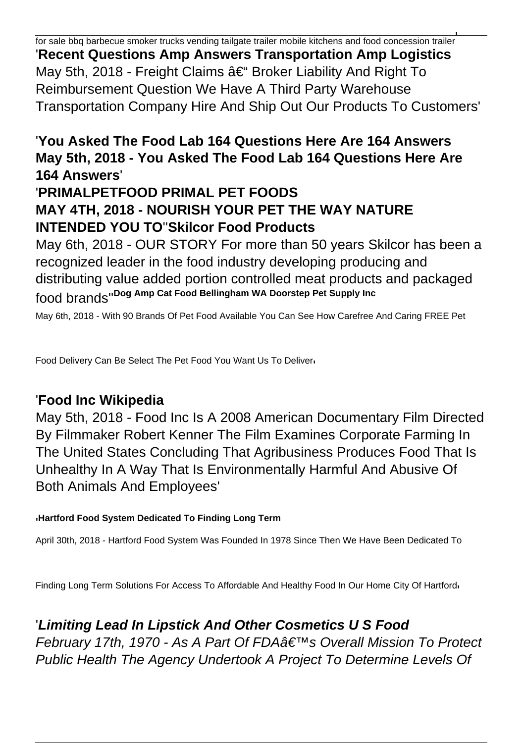for sale bbq barbecue smoker trucks vending tailgate trailer mobile kitchens and food concession trailer'

'**Recent Questions Amp Answers Transportation Amp Logistics**
May 5th, 2018 - Freight Claims â€“ Broker Liability And Right To Reimbursement Question We Have A Third Party Warehouse Transportation Company Hire And Ship Out Our Products To Customers'

'**You Asked The Food Lab 164 Questions Here Are 164 Answers May 5th, 2018 - You Asked The Food Lab 164 Questions Here Are 164 Answers**'

'**PRIMALPETFOOD PRIMAL PET FOODS MAY 4TH, 2018 - NOURISH YOUR PET THE WAY NATURE INTENDED YOU TO**''**Skilcor Food Products**
May 6th, 2018 - OUR STORY For more than 50 years Skilcor has been a recognized leader in the food industry developing producing and distributing value added portion controlled meat products and packaged food brands''**Dog Amp Cat Food Bellingham WA Doorstep Pet Supply Inc**

May 6th, 2018 - With 90 Brands Of Pet Food Available You Can See How Carefree And Caring FREE Pet Food Delivery Can Be Select The Pet Food You Want Us To Deliver'

'**Food Inc Wikipedia**
May 5th, 2018 - Food Inc Is A 2008 American Documentary Film Directed By Filmmaker Robert Kenner The Film Examines Corporate Farming In The United States Concluding That Agribusiness Produces Food That Is Unhealthy In A Way That Is Environmentally Harmful And Abusive Of Both Animals And Employees'

'**Hartford Food System Dedicated To Finding Long Term**

April 30th, 2018 - Hartford Food System Was Founded In 1978 Since Then We Have Been Dedicated To Finding Long Term Solutions For Access To Affordable And Healthy Food In Our Home City Of Hartford'

'***Limiting Lead In Lipstick And Other Cosmetics U S Food***
*February 17th, 1970 - As A Part Of FDAâ€™s Overall Mission To Protect Public Health The Agency Undertook A Project To Determine Levels Of*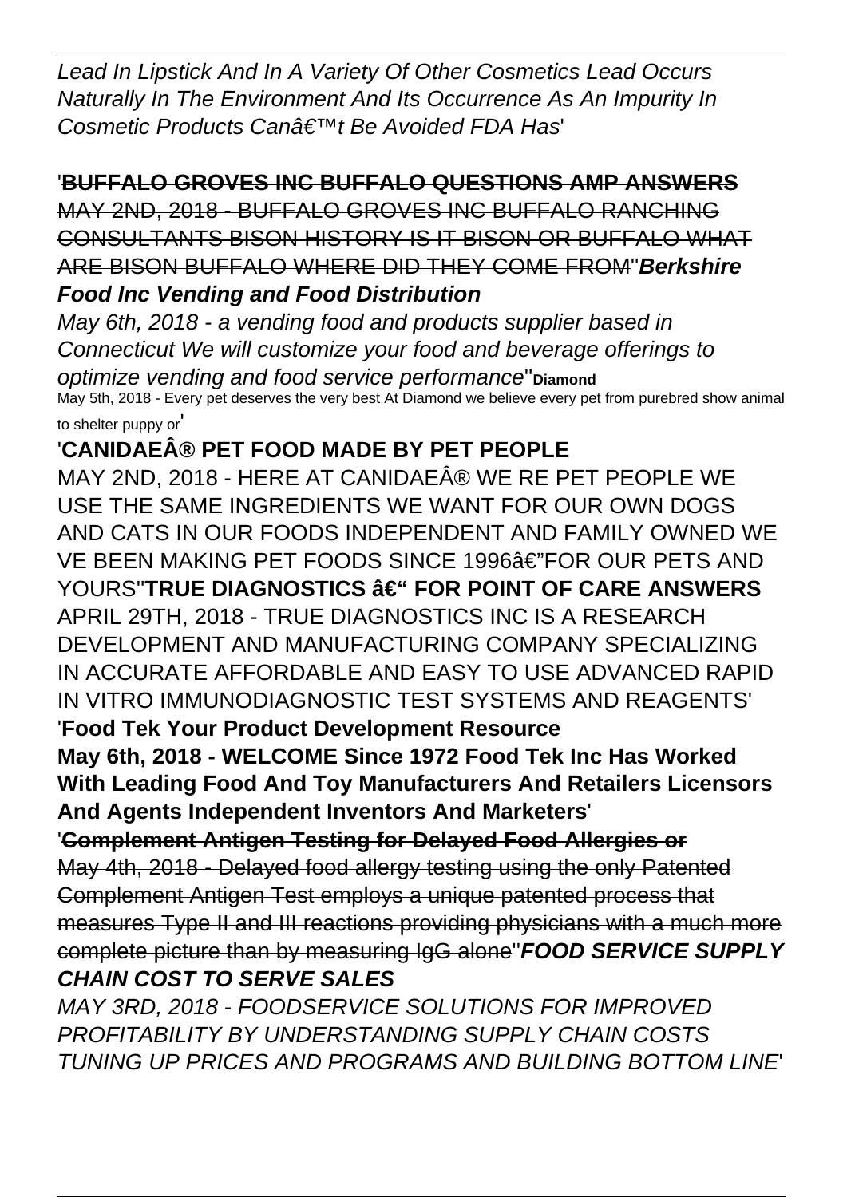*Lead In Lipstick And In A Variety Of Other Cosmetics Lead Occurs Naturally In The Environment And Its Occurrence As An Impurity In Cosmetic Products Canâ€™t Be Avoided FDA Has*'

'**BUFFALO GROVES INC BUFFALO QUESTIONS AMP ANSWERS**

MAY 2ND, 2018 - BUFFALO GROVES INC BUFFALO RANCHING CONSULTANTS BISON HISTORY IS IT BISON OR BUFFALO WHAT ARE BISON BUFFALO WHERE DID THEY COME FROM''***Berkshire Food Inc Vending and Food Distribution***

*May 6th, 2018 - a vending food and products supplier based in Connecticut We will customize your food and beverage offerings to optimize vending and food service performance*''**Diamond**

May 5th, 2018 - Every pet deserves the very best At Diamond we believe every pet from purebred show animal to shelter puppy or'

'**CANIDAE® PET FOOD MADE BY PET PEOPLE**

MAY 2ND, 2018 - HERE AT CANIDAE® WE RE PET PEOPLE WE USE THE SAME INGREDIENTS WE WANT FOR OUR OWN DOGS AND CATS IN OUR FOODS INDEPENDENT AND FAMILY OWNED WE VE BEEN MAKING PET FOODS SINCE 1996â€"FOR OUR PETS AND YOURS''**TRUE DIAGNOSTICS â€" FOR POINT OF CARE ANSWERS**

APRIL 29TH, 2018 - TRUE DIAGNOSTICS INC IS A RESEARCH DEVELOPMENT AND MANUFACTURING COMPANY SPECIALIZING IN ACCURATE AFFORDABLE AND EASY TO USE ADVANCED RAPID IN VITRO IMMUNODIAGNOSTIC TEST SYSTEMS AND REAGENTS'

'**Food Tek Your Product Development Resource**

**May 6th, 2018 - WELCOME Since 1972 Food Tek Inc Has Worked With Leading Food And Toy Manufacturers And Retailers Licensors And Agents Independent Inventors And Marketers**'

'**Complement Antigen Testing for Delayed Food Allergies or**

May 4th, 2018 - Delayed food allergy testing using the only Patented Complement Antigen Test employs a unique patented process that measures Type II and III reactions providing physicians with a much more complete picture than by measuring IgG alone''***FOOD SERVICE SUPPLY CHAIN COST TO SERVE SALES***

*MAY 3RD, 2018 - FOODSERVICE SOLUTIONS FOR IMPROVED PROFITABILITY BY UNDERSTANDING SUPPLY CHAIN COSTS TUNING UP PRICES AND PROGRAMS AND BUILDING BOTTOM LINE*'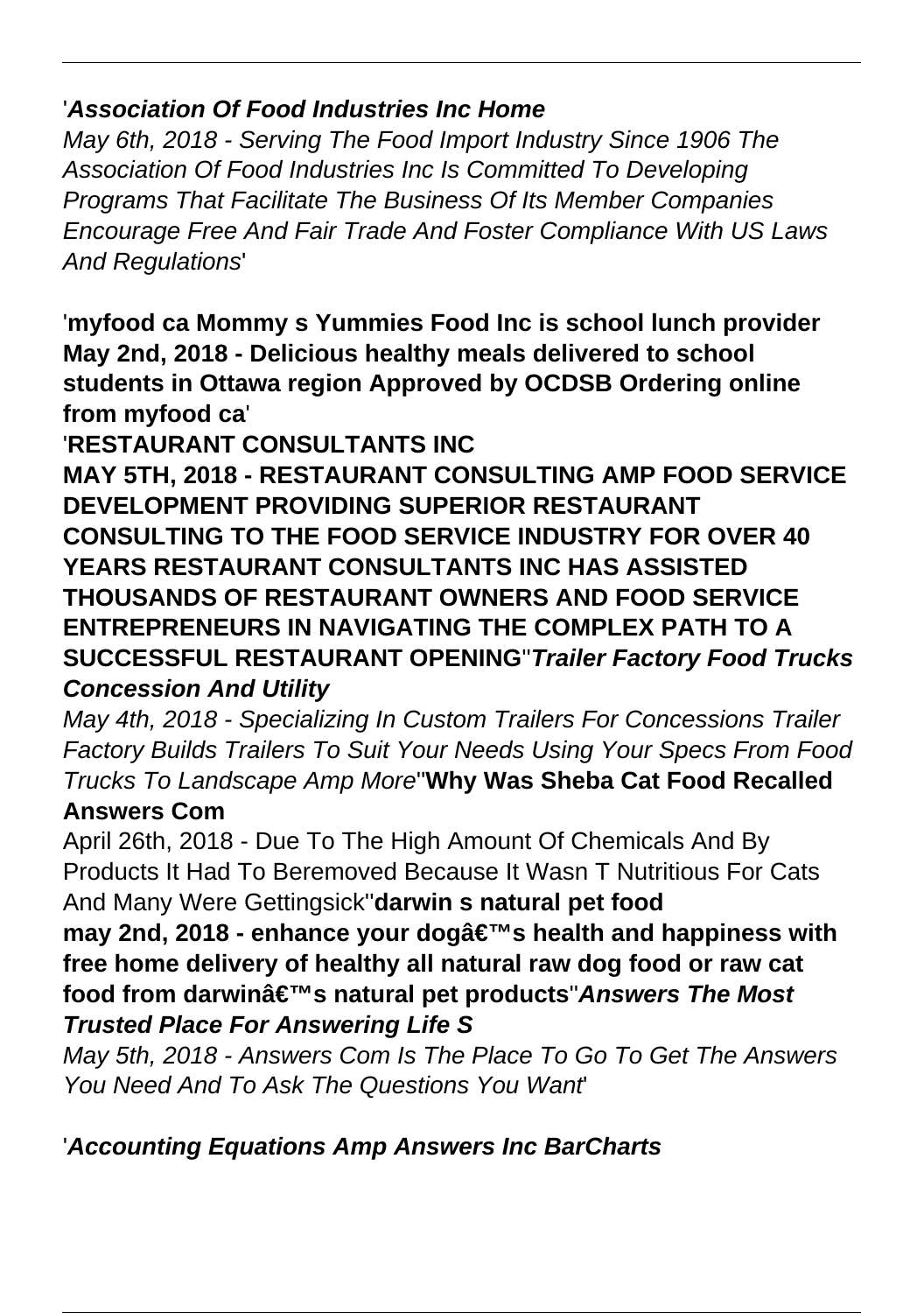'***Association Of Food Industries Inc Home***

*May 6th, 2018 - Serving The Food Import Industry Since 1906 The Association Of Food Industries Inc Is Committed To Developing Programs That Facilitate The Business Of Its Member Companies Encourage Free And Fair Trade And Foster Compliance With US Laws And Regulations*'

'**myfood ca Mommy s Yummies Food Inc is school lunch provider May 2nd, 2018 - Delicious healthy meals delivered to school students in Ottawa region Approved by OCDSB Ordering online from myfood ca**'

'**RESTAURANT CONSULTANTS INC**

**MAY 5TH, 2018 - RESTAURANT CONSULTING AMP FOOD SERVICE DEVELOPMENT PROVIDING SUPERIOR RESTAURANT CONSULTING TO THE FOOD SERVICE INDUSTRY FOR OVER 40 YEARS RESTAURANT CONSULTANTS INC HAS ASSISTED THOUSANDS OF RESTAURANT OWNERS AND FOOD SERVICE ENTREPRENEURS IN NAVIGATING THE COMPLEX PATH TO A SUCCESSFUL RESTAURANT OPENING**''***Trailer Factory Food Trucks Concession And Utility***

*May 4th, 2018 - Specializing In Custom Trailers For Concessions Trailer Factory Builds Trailers To Suit Your Needs Using Your Specs From Food Trucks To Landscape Amp More*''**Why Was Sheba Cat Food Recalled Answers Com**

April 26th, 2018 - Due To The High Amount Of Chemicals And By Products It Had To Beremoved Because It Wasn T Nutritious For Cats And Many Were Gettingsick''**darwin s natural pet food**

**may 2nd, 2018 - enhance your dogâ€™s health and happiness with free home delivery of healthy all natural raw dog food or raw cat food from darwinâ€™s natural pet products**''***Answers The Most Trusted Place For Answering Life S***

*May 5th, 2018 - Answers Com Is The Place To Go To Get The Answers You Need And To Ask The Questions You Want*'

'***Accounting Equations Amp Answers Inc BarCharts***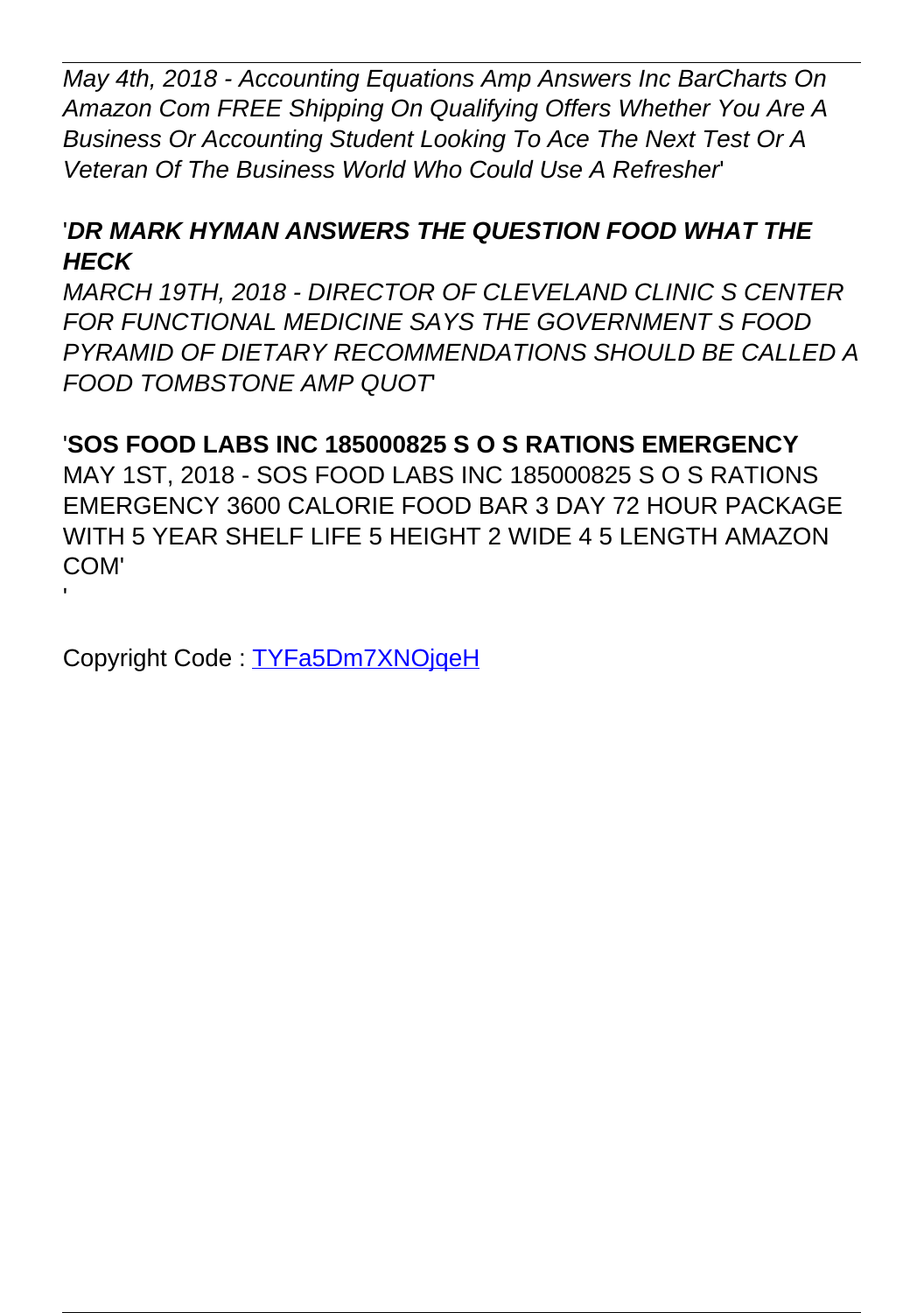*May 4th, 2018 - Accounting Equations Amp Answers Inc BarCharts On Amazon Com FREE Shipping On Qualifying Offers Whether You Are A Business Or Accounting Student Looking To Ace The Next Test Or A Veteran Of The Business World Who Could Use A Refresher*'

'***DR MARK HYMAN ANSWERS THE QUESTION FOOD WHAT THE HECK***

*MARCH 19TH, 2018 - DIRECTOR OF CLEVELAND CLINIC S CENTER FOR FUNCTIONAL MEDICINE SAYS THE GOVERNMENT S FOOD PYRAMID OF DIETARY RECOMMENDATIONS SHOULD BE CALLED A FOOD TOMBSTONE AMP QUOT*'

'**SOS FOOD LABS INC 185000825 S O S RATIONS EMERGENCY**

MAY 1ST, 2018 - SOS FOOD LABS INC 185000825 S O S RATIONS EMERGENCY 3600 CALORIE FOOD BAR 3 DAY 72 HOUR PACKAGE WITH 5 YEAR SHELF LIFE 5 HEIGHT 2 WIDE 4 5 LENGTH AMAZON COM'

'

Copyright Code : TYFa5Dm7XNOjqeH